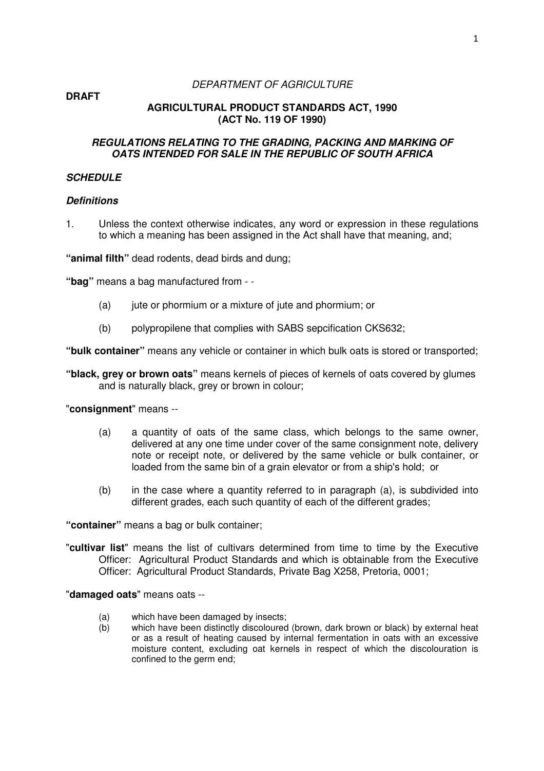*DEPARTMENT OF AGRICULTURE*

**DRAFT**

**AGRICULTURAL PRODUCT STANDARDS ACT, 1990**
**(ACT No. 119 OF 1990)**

***REGULATIONS RELATING TO THE GRADING, PACKING AND MARKING OF OATS INTENDED FOR SALE IN THE REPUBLIC OF SOUTH AFRICA***

***SCHEDULE***

***Definitions***

1. Unless the context otherwise indicates, any word or expression in these regulations to which a meaning has been assigned in the Act shall have that meaning, and;

**"animal filth"** dead rodents, dead birds and dung;

**"bag"** means a bag manufactured from - -

- (a) jute or phormium or a mixture of jute and phormium; or
- (b) polypropilene that complies with SABS sepcification CKS632;

**"bulk container"** means any vehicle or container in which bulk oats is stored or transported;

**"black, grey or brown oats"** means kernels of pieces of kernels of oats covered by glumes and is naturally black, grey or brown in colour;

"**consignment**" means --

- (a) a quantity of oats of the same class, which belongs to the same owner, delivered at any one time under cover of the same consignment note, delivery note or receipt note, or delivered by the same vehicle or bulk container, or loaded from the same bin of a grain elevator or from a ship's hold; or
- (b) in the case where a quantity referred to in paragraph (a), is subdivided into different grades, each such quantity of each of the different grades;

**"container"** means a bag or bulk container;

"**cultivar list**" means the list of cultivars determined from time to time by the Executive Officer: Agricultural Product Standards and which is obtainable from the Executive Officer: Agricultural Product Standards, Private Bag X258, Pretoria, 0001;

"**damaged oats**" means oats --

- (a) which have been damaged by insects;
- (b) which have been distinctly discoloured (brown, dark brown or black) by external heat or as a result of heating caused by internal fermentation in oats with an excessive moisture content, excluding oat kernels in respect of which the discolouration is confined to the germ end;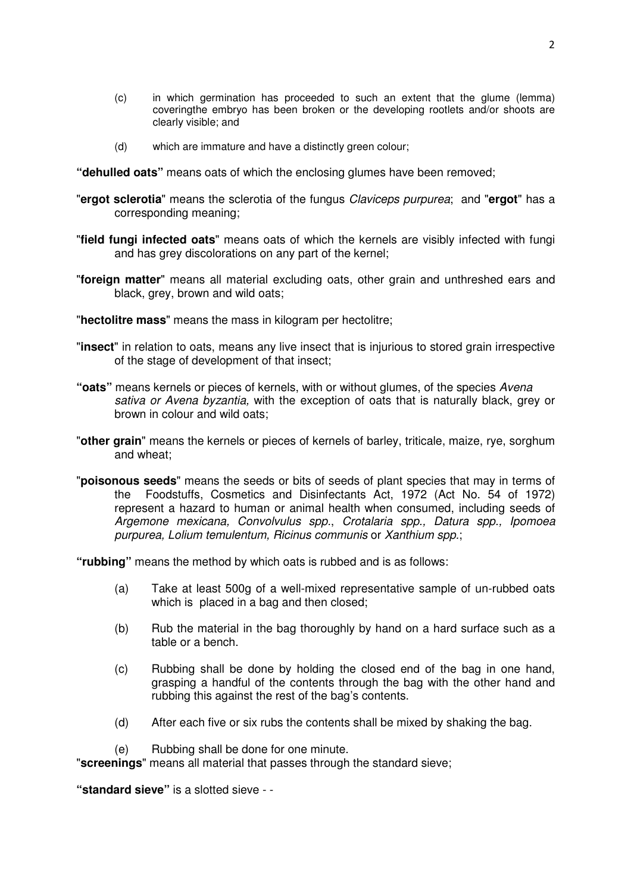(c) in which germination has proceeded to such an extent that the glume (lemma) coveringthe embryo has been broken or the developing rootlets and/or shoots are clearly visible; and

(d) which are immature and have a distinctly green colour;

**"dehulled oats"** means oats of which the enclosing glumes have been removed;

"**ergot sclerotia**" means the sclerotia of the fungus *Claviceps purpurea*; and "**ergot**" has a corresponding meaning;

"**field fungi infected oats**" means oats of which the kernels are visibly infected with fungi and has grey discolorations on any part of the kernel;

"**foreign matter**" means all material excluding oats, other grain and unthreshed ears and black, grey, brown and wild oats;

"**hectolitre mass**" means the mass in kilogram per hectolitre;

"**insect**" in relation to oats, means any live insect that is injurious to stored grain irrespective of the stage of development of that insect;

**"oats"** means kernels or pieces of kernels, with or without glumes, of the species *Avena sativa or Avena byzantia,* with the exception of oats that is naturally black, grey or brown in colour and wild oats;

"**other grain**" means the kernels or pieces of kernels of barley, triticale, maize, rye, sorghum and wheat;

"**poisonous seeds**" means the seeds or bits of seeds of plant species that may in terms of the Foodstuffs, Cosmetics and Disinfectants Act, 1972 (Act No. 54 of 1972) represent a hazard to human or animal health when consumed, including seeds of *Argemone mexicana, Convolvulus spp.*, *Crotalaria spp., Datura spp., Ipomoea purpurea, Lolium temulentum, Ricinus communis* or *Xanthium spp.*;

**"rubbing"** means the method by which oats is rubbed and is as follows:

(a) Take at least 500g of a well-mixed representative sample of un-rubbed oats which is placed in a bag and then closed;

(b) Rub the material in the bag thoroughly by hand on a hard surface such as a table or a bench.

(c) Rubbing shall be done by holding the closed end of the bag in one hand, grasping a handful of the contents through the bag with the other hand and rubbing this against the rest of the bag's contents.

(d) After each five or six rubs the contents shall be mixed by shaking the bag.

(e) Rubbing shall be done for one minute.

"**screenings**" means all material that passes through the standard sieve;

**"standard sieve"** is a slotted sieve - -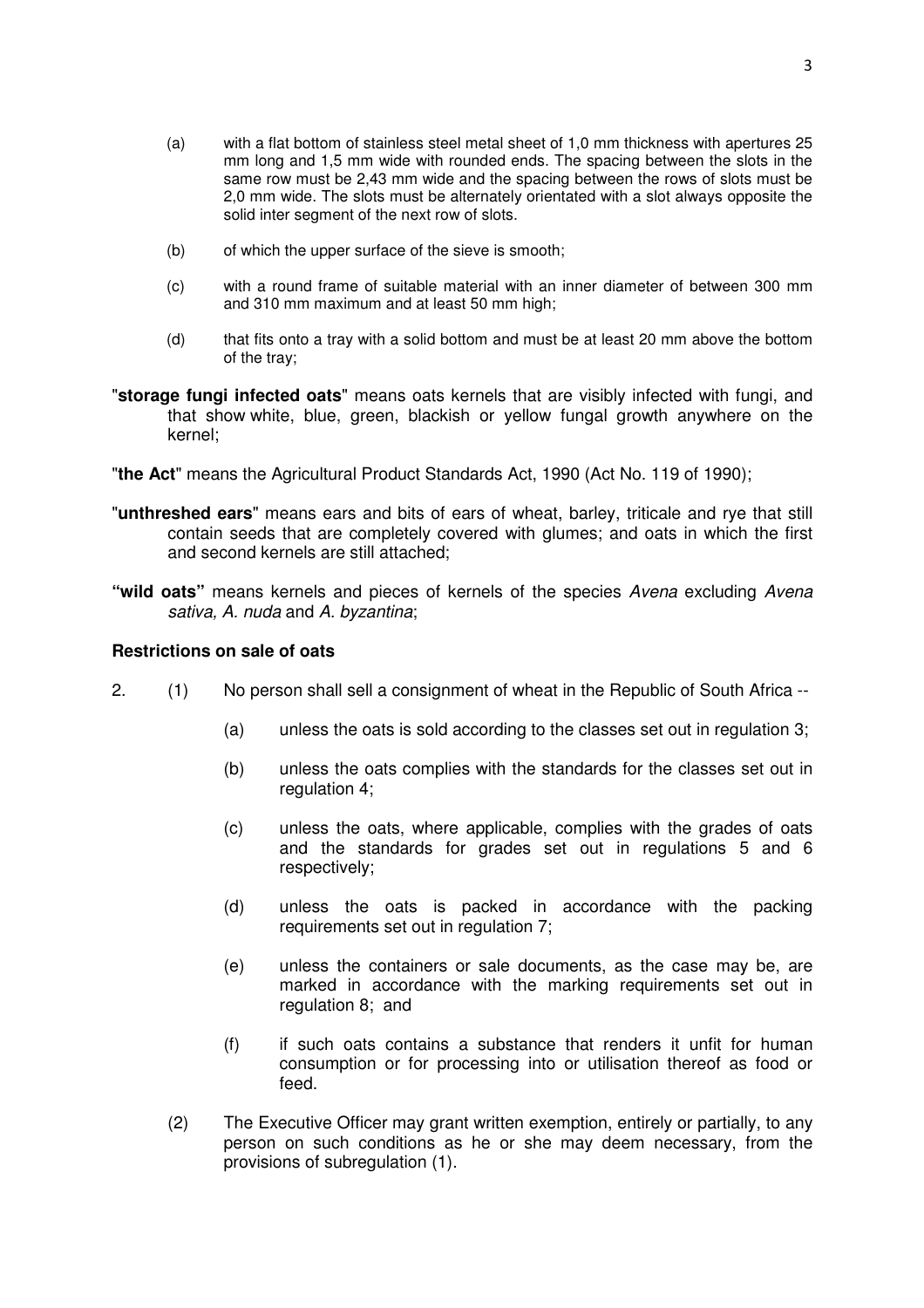(a) with a flat bottom of stainless steel metal sheet of 1,0 mm thickness with apertures 25 mm long and 1,5 mm wide with rounded ends. The spacing between the slots in the same row must be 2,43 mm wide and the spacing between the rows of slots must be 2,0 mm wide. The slots must be alternately orientated with a slot always opposite the solid inter segment of the next row of slots.

(b) of which the upper surface of the sieve is smooth;

(c) with a round frame of suitable material with an inner diameter of between 300 mm and 310 mm maximum and at least 50 mm high;

(d) that fits onto a tray with a solid bottom and must be at least 20 mm above the bottom of the tray;

"**storage fungi infected oats**" means oats kernels that are visibly infected with fungi, and that show white, blue, green, blackish or yellow fungal growth anywhere on the kernel;

"**the Act**" means the Agricultural Product Standards Act, 1990 (Act No. 119 of 1990);

"**unthreshed ears**" means ears and bits of ears of wheat, barley, triticale and rye that still contain seeds that are completely covered with glumes; and oats in which the first and second kernels are still attached;

**"wild oats"** means kernels and pieces of kernels of the species *Avena* excluding *Avena sativa, A. nuda* and *A. byzantina*;

**Restrictions on sale of oats**

2. (1) No person shall sell a consignment of wheat in the Republic of South Africa --

(a) unless the oats is sold according to the classes set out in regulation 3;

(b) unless the oats complies with the standards for the classes set out in regulation 4;

(c) unless the oats, where applicable, complies with the grades of oats and the standards for grades set out in regulations 5 and 6 respectively;

(d) unless the oats is packed in accordance with the packing requirements set out in regulation 7;

(e) unless the containers or sale documents, as the case may be, are marked in accordance with the marking requirements set out in regulation 8; and

(f) if such oats contains a substance that renders it unfit for human consumption or for processing into or utilisation thereof as food or feed.

(2) The Executive Officer may grant written exemption, entirely or partially, to any person on such conditions as he or she may deem necessary, from the provisions of subregulation (1).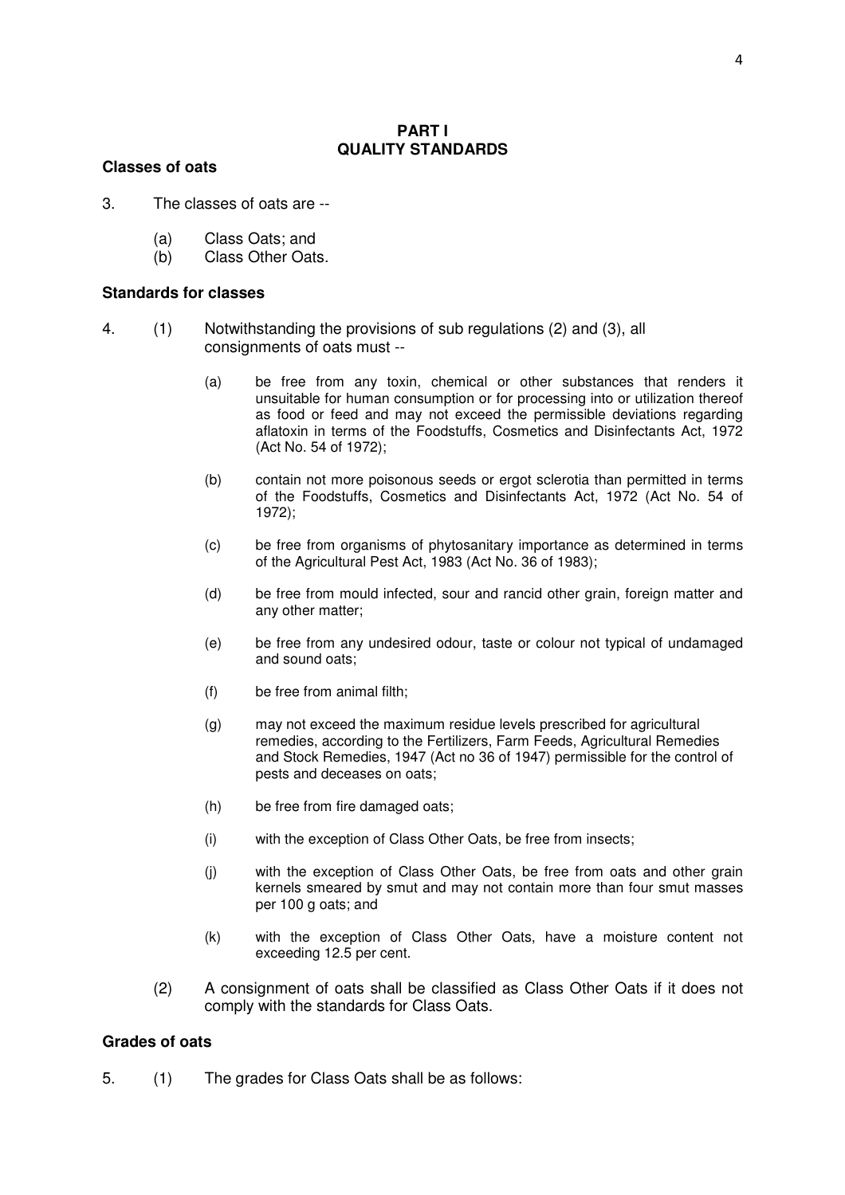## PART I
## QUALITY STANDARDS

### Classes of oats

3. The classes of oats are --

   (a) Class Oats; and
   (b) Class Other Oats.

### Standards for classes

4. (1) Notwithstanding the provisions of sub regulations (2) and (3), all consignments of oats must --

   (a) be free from any toxin, chemical or other substances that renders it unsuitable for human consumption or for processing into or utilization thereof as food or feed and may not exceed the permissible deviations regarding aflatoxin in terms of the Foodstuffs, Cosmetics and Disinfectants Act, 1972 (Act No. 54 of 1972);

   (b) contain not more poisonous seeds or ergot sclerotia than permitted in terms of the Foodstuffs, Cosmetics and Disinfectants Act, 1972 (Act No. 54 of 1972);

   (c) be free from organisms of phytosanitary importance as determined in terms of the Agricultural Pest Act, 1983 (Act No. 36 of 1983);

   (d) be free from mould infected, sour and rancid other grain, foreign matter and any other matter;

   (e) be free from any undesired odour, taste or colour not typical of undamaged and sound oats;

   (f) be free from animal filth;

   (g) may not exceed the maximum residue levels prescribed for agricultural remedies, according to the Fertilizers, Farm Feeds, Agricultural Remedies and Stock Remedies, 1947 (Act no 36 of 1947) permissible for the control of pests and deceases on oats;

   (h) be free from fire damaged oats;

   (i) with the exception of Class Other Oats, be free from insects;

   (j) with the exception of Class Other Oats, be free from oats and other grain kernels smeared by smut and may not contain more than four smut masses per 100 g oats; and

   (k) with the exception of Class Other Oats, have a moisture content not exceeding 12.5 per cent.

   (2) A consignment of oats shall be classified as Class Other Oats if it does not comply with the standards for Class Oats.

### Grades of oats

5. (1) The grades for Class Oats shall be as follows: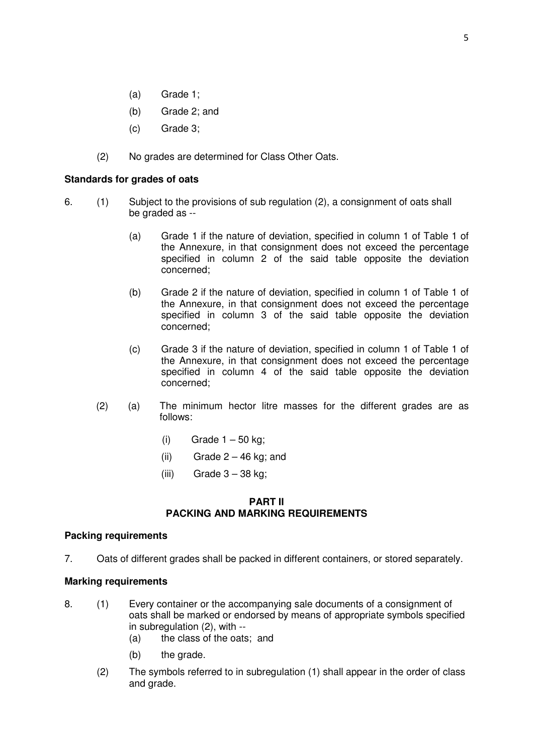(a) Grade 1;

(b) Grade 2; and

(c) Grade 3;

(2) No grades are determined for Class Other Oats.

**Standards for grades of oats**

6. (1) Subject to the provisions of sub regulation (2), a consignment of oats shall be graded as --

(a) Grade 1 if the nature of deviation, specified in column 1 of Table 1 of the Annexure, in that consignment does not exceed the percentage specified in column 2 of the said table opposite the deviation concerned;

(b) Grade 2 if the nature of deviation, specified in column 1 of Table 1 of the Annexure, in that consignment does not exceed the percentage specified in column 3 of the said table opposite the deviation concerned;

(c) Grade 3 if the nature of deviation, specified in column 1 of Table 1 of the Annexure, in that consignment does not exceed the percentage specified in column 4 of the said table opposite the deviation concerned;

(2) (a) The minimum hector litre masses for the different grades are as follows:

(i) Grade 1 – 50 kg;

(ii) Grade 2 – 46 kg; and

(iii) Grade 3 – 38 kg;

## PART II
## PACKING AND MARKING REQUIREMENTS

**Packing requirements**

7. Oats of different grades shall be packed in different containers, or stored separately.

**Marking requirements**

8. (1) Every container or the accompanying sale documents of a consignment of oats shall be marked or endorsed by means of appropriate symbols specified in subregulation (2), with --

(a) the class of the oats; and

(b) the grade.

(2) The symbols referred to in subregulation (1) shall appear in the order of class and grade.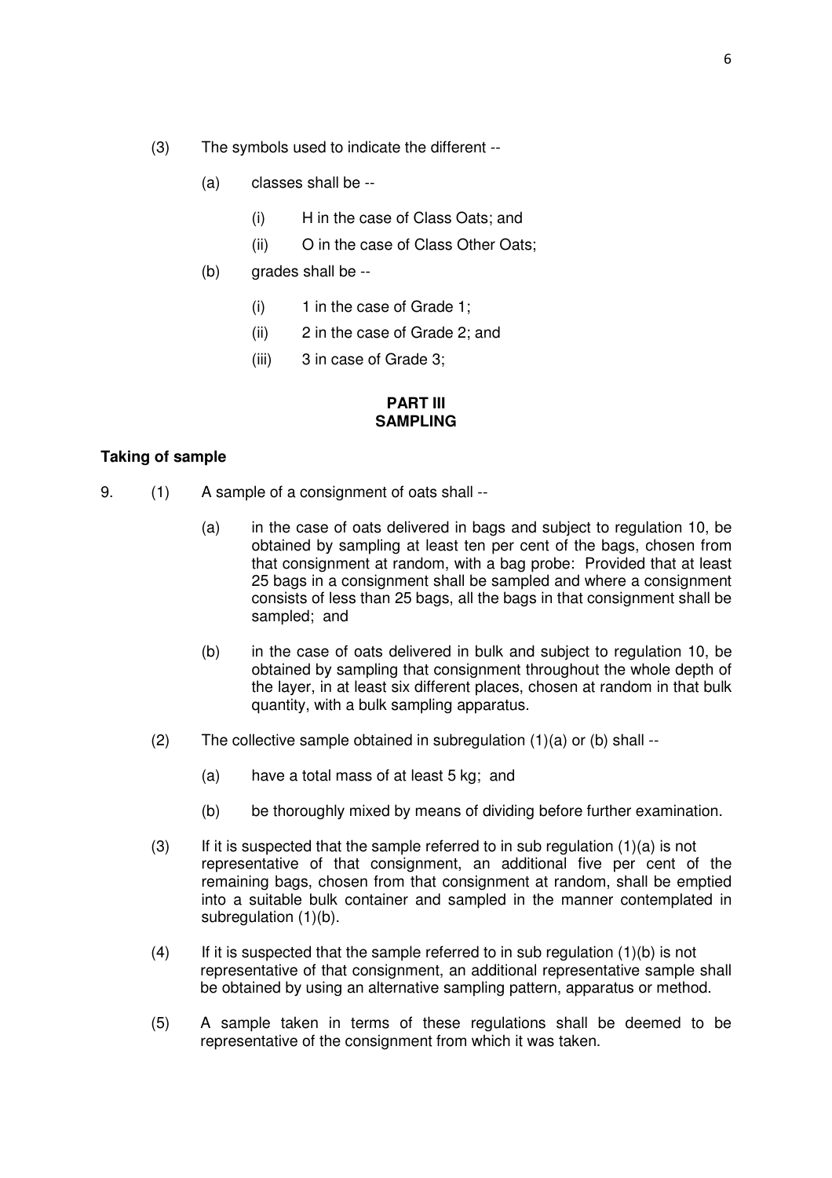(3) The symbols used to indicate the different --

(a) classes shall be --

(i) H in the case of Class Oats; and

(ii) O in the case of Class Other Oats;

(b) grades shall be --

(i) 1 in the case of Grade 1;

(ii) 2 in the case of Grade 2; and

(iii) 3 in case of Grade 3;

## PART III
## SAMPLING

**Taking of sample**

9. (1) A sample of a consignment of oats shall --

(a) in the case of oats delivered in bags and subject to regulation 10, be obtained by sampling at least ten per cent of the bags, chosen from that consignment at random, with a bag probe: Provided that at least 25 bags in a consignment shall be sampled and where a consignment consists of less than 25 bags, all the bags in that consignment shall be sampled; and

(b) in the case of oats delivered in bulk and subject to regulation 10, be obtained by sampling that consignment throughout the whole depth of the layer, in at least six different places, chosen at random in that bulk quantity, with a bulk sampling apparatus.

(2) The collective sample obtained in subregulation (1)(a) or (b) shall --

(a) have a total mass of at least 5 kg; and

(b) be thoroughly mixed by means of dividing before further examination.

(3) If it is suspected that the sample referred to in sub regulation (1)(a) is not representative of that consignment, an additional five per cent of the remaining bags, chosen from that consignment at random, shall be emptied into a suitable bulk container and sampled in the manner contemplated in subregulation (1)(b).

(4) If it is suspected that the sample referred to in sub regulation (1)(b) is not representative of that consignment, an additional representative sample shall be obtained by using an alternative sampling pattern, apparatus or method.

(5) A sample taken in terms of these regulations shall be deemed to be representative of the consignment from which it was taken.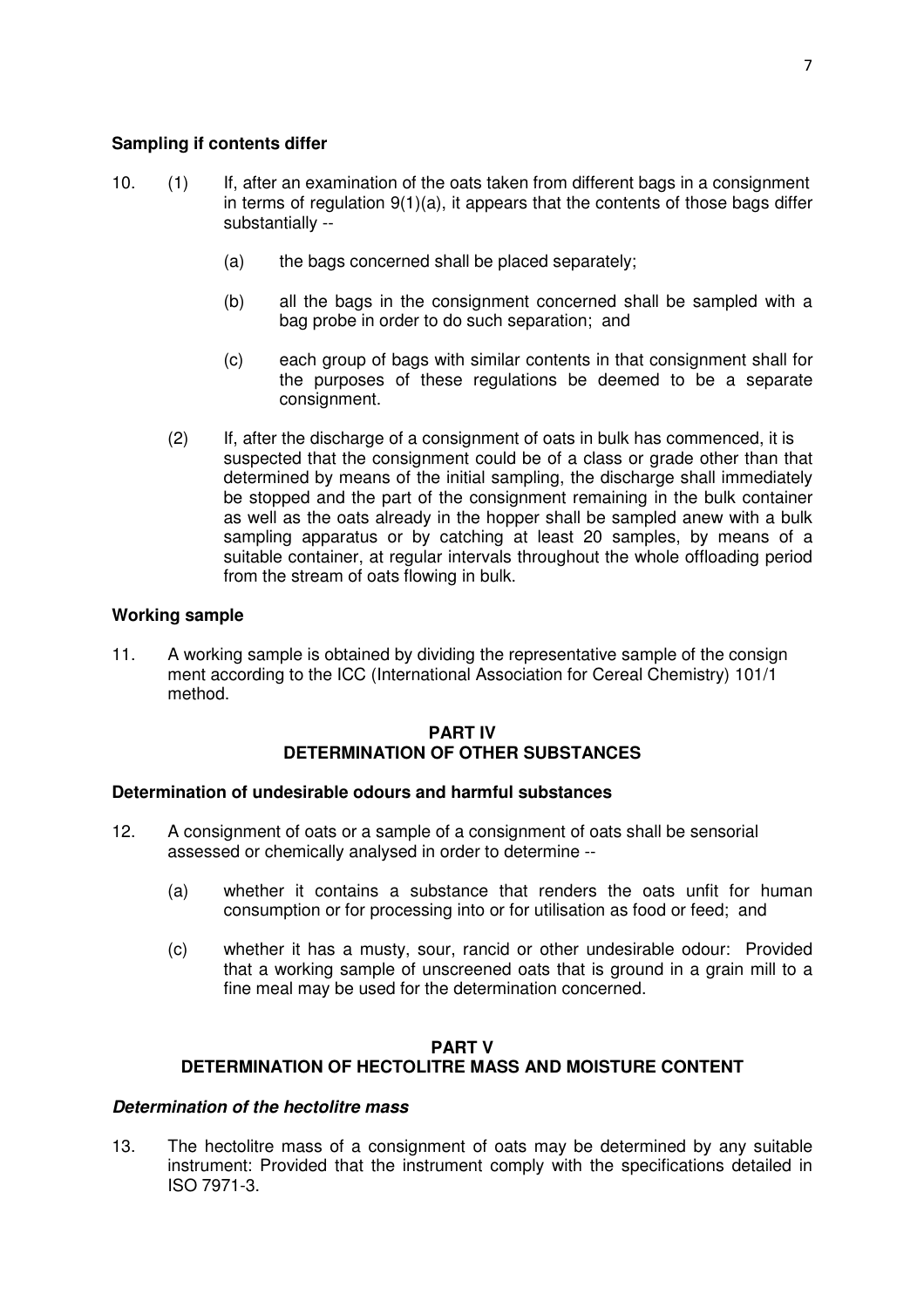**Sampling if contents differ**

10. (1) If, after an examination of the oats taken from different bags in a consignment in terms of regulation 9(1)(a), it appears that the contents of those bags differ substantially --

    (a) the bags concerned shall be placed separately;

    (b) all the bags in the consignment concerned shall be sampled with a bag probe in order to do such separation; and

    (c) each group of bags with similar contents in that consignment shall for the purposes of these regulations be deemed to be a separate consignment.

    (2) If, after the discharge of a consignment of oats in bulk has commenced, it is suspected that the consignment could be of a class or grade other than that determined by means of the initial sampling, the discharge shall immediately be stopped and the part of the consignment remaining in the bulk container as well as the oats already in the hopper shall be sampled anew with a bulk sampling apparatus or by catching at least 20 samples, by means of a suitable container, at regular intervals throughout the whole offloading period from the stream of oats flowing in bulk.

**Working sample**

11. A working sample is obtained by dividing the representative sample of the consign ment according to the ICC (International Association for Cereal Chemistry) 101/1 method.

## PART IV
## DETERMINATION OF OTHER SUBSTANCES

**Determination of undesirable odours and harmful substances**

12. A consignment of oats or a sample of a consignment of oats shall be sensorial assessed or chemically analysed in order to determine --

    (a) whether it contains a substance that renders the oats unfit for human consumption or for processing into or for utilisation as food or feed; and

    (c) whether it has a musty, sour, rancid or other undesirable odour: Provided that a working sample of unscreened oats that is ground in a grain mill to a fine meal may be used for the determination concerned.

## PART V
## DETERMINATION OF HECTOLITRE MASS AND MOISTURE CONTENT

***Determination of the hectolitre mass***

13. The hectolitre mass of a consignment of oats may be determined by any suitable instrument: Provided that the instrument comply with the specifications detailed in ISO 7971-3.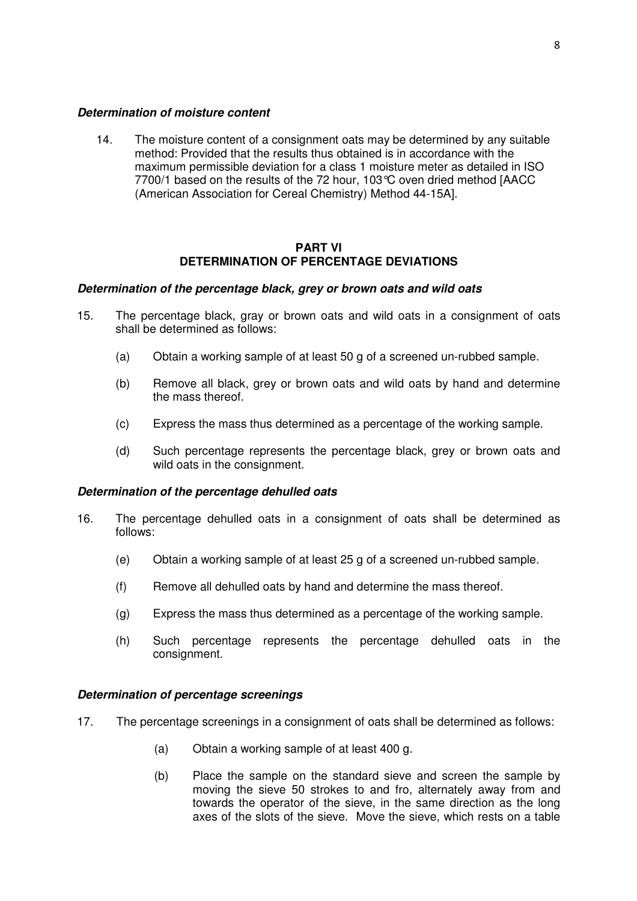***Determination of moisture content***

14. The moisture content of a consignment oats may be determined by any suitable method: Provided that the results thus obtained is in accordance with the maximum permissible deviation for a class 1 moisture meter as detailed in ISO 7700/1 based on the results of the 72 hour, 103°C oven dried method [AACC (American Association for Cereal Chemistry) Method 44-15A].

## PART VI
## DETERMINATION OF PERCENTAGE DEVIATIONS

***Determination of the percentage black, grey or brown oats and wild oats***

15. The percentage black, gray or brown oats and wild oats in a consignment of oats shall be determined as follows:

    (a) Obtain a working sample of at least 50 g of a screened un-rubbed sample.

    (b) Remove all black, grey or brown oats and wild oats by hand and determine the mass thereof.

    (c) Express the mass thus determined as a percentage of the working sample.

    (d) Such percentage represents the percentage black, grey or brown oats and wild oats in the consignment.

***Determination of the percentage dehulled oats***

16. The percentage dehulled oats in a consignment of oats shall be determined as follows:

    (e) Obtain a working sample of at least 25 g of a screened un-rubbed sample.

    (f) Remove all dehulled oats by hand and determine the mass thereof.

    (g) Express the mass thus determined as a percentage of the working sample.

    (h) Such percentage represents the percentage dehulled oats in the consignment.

***Determination of percentage screenings***

17. The percentage screenings in a consignment of oats shall be determined as follows:

    (a) Obtain a working sample of at least 400 g.

    (b) Place the sample on the standard sieve and screen the sample by moving the sieve 50 strokes to and fro, alternately away from and towards the operator of the sieve, in the same direction as the long axes of the slots of the sieve. Move the sieve, which rests on a table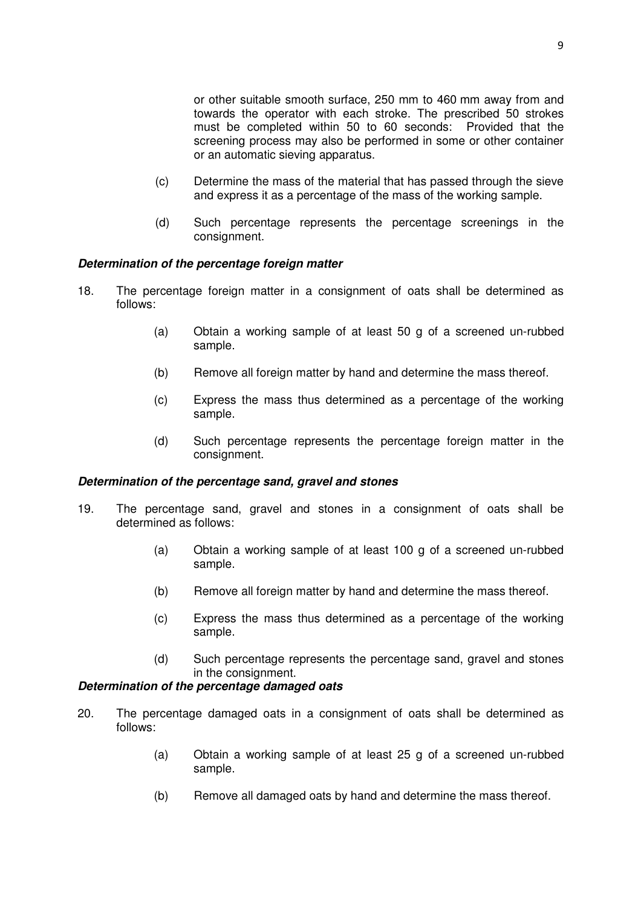or other suitable smooth surface, 250 mm to 460 mm away from and towards the operator with each stroke. The prescribed 50 strokes must be completed within 50 to 60 seconds: Provided that the screening process may also be performed in some or other container or an automatic sieving apparatus.

(c) Determine the mass of the material that has passed through the sieve and express it as a percentage of the mass of the working sample.

(d) Such percentage represents the percentage screenings in the consignment.

***Determination of the percentage foreign matter***

18. The percentage foreign matter in a consignment of oats shall be determined as follows:

(a) Obtain a working sample of at least 50 g of a screened un-rubbed sample.

(b) Remove all foreign matter by hand and determine the mass thereof.

(c) Express the mass thus determined as a percentage of the working sample.

(d) Such percentage represents the percentage foreign matter in the consignment.

***Determination of the percentage sand, gravel and stones***

19. The percentage sand, gravel and stones in a consignment of oats shall be determined as follows:

(a) Obtain a working sample of at least 100 g of a screened un-rubbed sample.

(b) Remove all foreign matter by hand and determine the mass thereof.

(c) Express the mass thus determined as a percentage of the working sample.

(d) Such percentage represents the percentage sand, gravel and stones in the consignment.

***Determination of the percentage damaged oats***

20. The percentage damaged oats in a consignment of oats shall be determined as follows:

(a) Obtain a working sample of at least 25 g of a screened un-rubbed sample.

(b) Remove all damaged oats by hand and determine the mass thereof.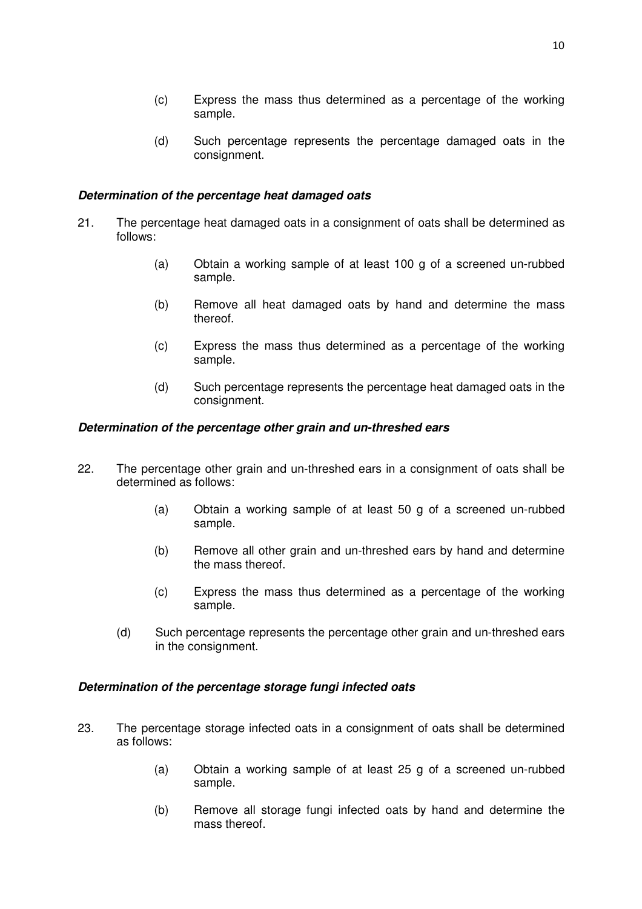(c) Express the mass thus determined as a percentage of the working sample.

(d) Such percentage represents the percentage damaged oats in the consignment.

***Determination of the percentage heat damaged oats***

21. The percentage heat damaged oats in a consignment of oats shall be determined as follows:

    (a) Obtain a working sample of at least 100 g of a screened un-rubbed sample.

    (b) Remove all heat damaged oats by hand and determine the mass thereof.

    (c) Express the mass thus determined as a percentage of the working sample.

    (d) Such percentage represents the percentage heat damaged oats in the consignment.

***Determination of the percentage other grain and un-threshed ears***

22. The percentage other grain and un-threshed ears in a consignment of oats shall be determined as follows:

    (a) Obtain a working sample of at least 50 g of a screened un-rubbed sample.

    (b) Remove all other grain and un-threshed ears by hand and determine the mass thereof.

    (c) Express the mass thus determined as a percentage of the working sample.

    (d) Such percentage represents the percentage other grain and un-threshed ears in the consignment.

***Determination of the percentage storage fungi infected oats***

23. The percentage storage infected oats in a consignment of oats shall be determined as follows:

    (a) Obtain a working sample of at least 25 g of a screened un-rubbed sample.

    (b) Remove all storage fungi infected oats by hand and determine the mass thereof.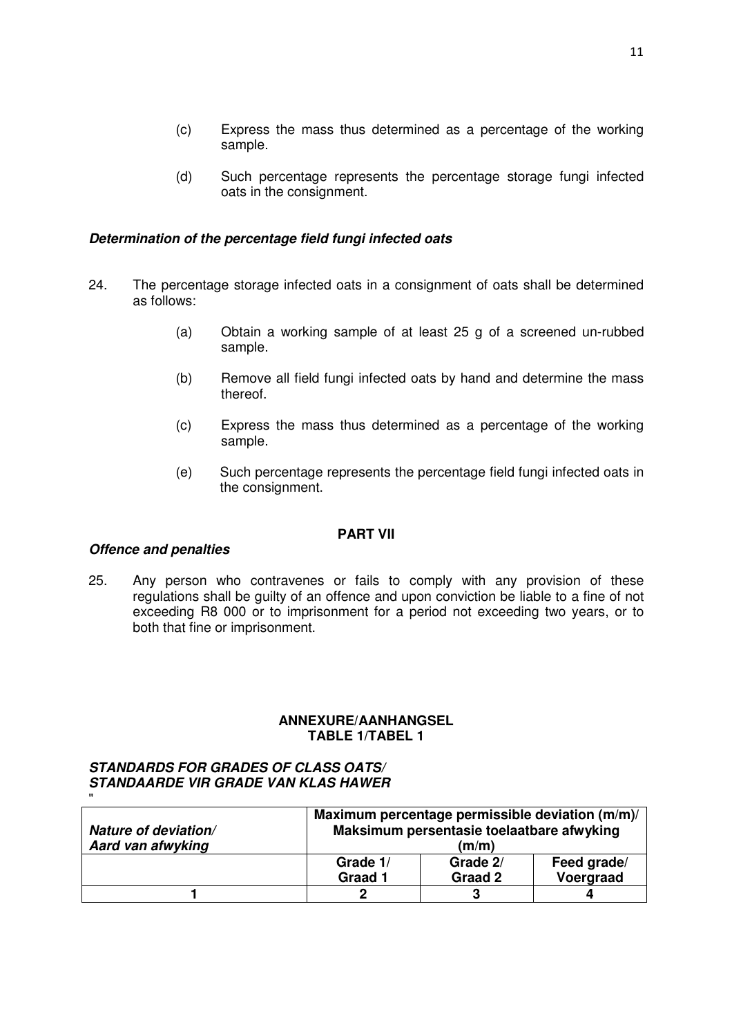(c) Express the mass thus determined as a percentage of the working sample.

(d) Such percentage represents the percentage storage fungi infected oats in the consignment.

***Determination of the percentage field fungi infected oats***

24. The percentage storage infected oats in a consignment of oats shall be determined as follows:

    (a) Obtain a working sample of at least 25 g of a screened un-rubbed sample.

    (b) Remove all field fungi infected oats by hand and determine the mass thereof.

    (c) Express the mass thus determined as a percentage of the working sample.

    (e) Such percentage represents the percentage field fungi infected oats in the consignment.

**PART VII**

***Offence and penalties***

25. Any person who contravenes or fails to comply with any provision of these regulations shall be guilty of an offence and upon conviction be liable to a fine of not exceeding R8 000 or to imprisonment for a period not exceeding two years, or to both that fine or imprisonment.

**ANNEXURE/AANHANGSEL**
**TABLE 1/TABEL 1**

***STANDARDS FOR GRADES OF CLASS OATS/***
***STANDAARDE VIR GRADE VAN KLAS HAWER***

"

| ***Nature of deviation/ Aard van afwyking*** | **Maximum percentage permissible deviation (m/m)/ Maksimum persentasie toelaatbare afwyking (m/m)** | | |
|---|---|---|---|
| | **Grade 1/ Graad 1** | **Grade 2/ Graad 2** | **Feed grade/ Voergraad** |
| **1** | **2** | **3** | **4** |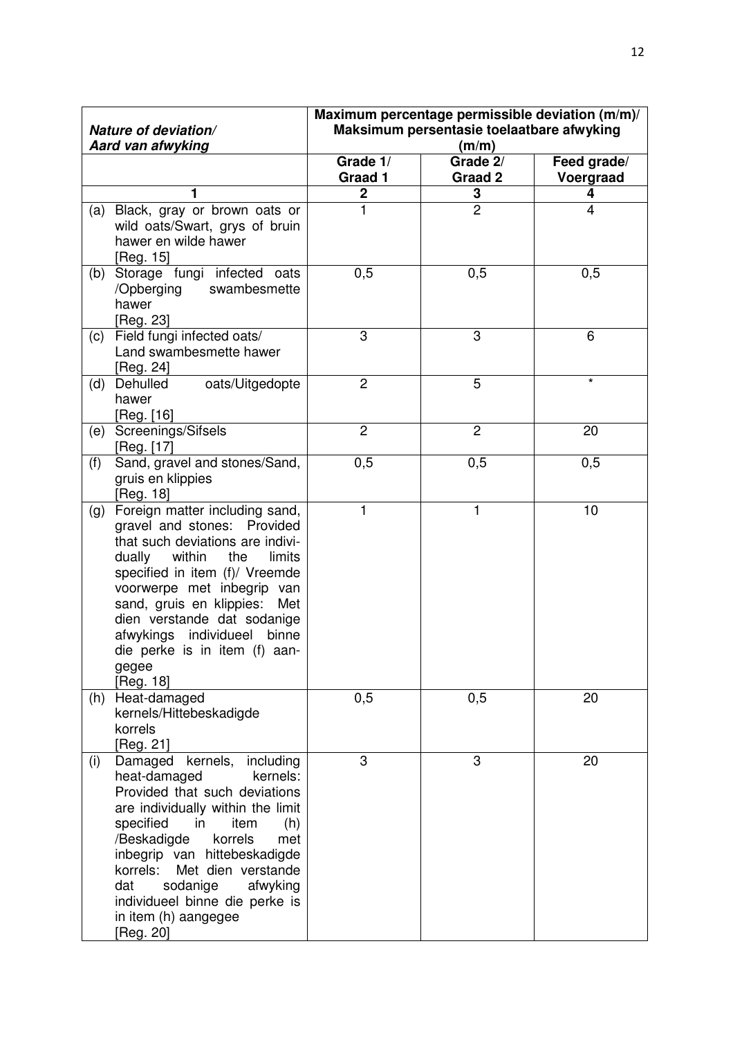| ***Nature of deviation/ Aard van afwyking*** | **Maximum percentage permissible deviation (m/m)/ Maksimum persentasie toelaatbare afwyking (m/m)** | | |
|---|---|---|---|
| | **Grade 1/ Graad 1** | **Grade 2/ Graad 2** | **Feed grade/ Voergraad** |
| **1** | **2** | **3** | **4** |
| (a) Black, gray or brown oats or wild oats/Swart, grys of bruin hawer en wilde hawer [Reg. 15] | 1 | 2 | 4 |
| (b) Storage fungi infected oats /Opberging swambesmette hawer [Reg. 23] | 0,5 | 0,5 | 0,5 |
| (c) Field fungi infected oats/ Land swambesmette hawer [Reg. 24] | 3 | 3 | 6 |
| (d) Dehulled oats/Uitgedopte hawer [Reg. [16] | 2 | 5 | * |
| (e) Screenings/Sifsels [Reg. [17] | 2 | 2 | 20 |
| (f) Sand, gravel and stones/Sand, gruis en klippies [Reg. 18] | 0,5 | 0,5 | 0,5 |
| (g) Foreign matter including sand, gravel and stones: Provided that such deviations are individually within the limits specified in item (f)/ Vreemde voorwerpe met inbegrip van sand, gruis en klippies: Met dien verstande dat sodanige afwykings individueel binne die perke is in item (f) aangegee [Reg. 18] | 1 | 1 | 10 |
| (h) Heat-damaged kernels/Hittebeskadigde korrels [Reg. 21] | 0,5 | 0,5 | 20 |
| (i) Damaged kernels, including heat-damaged kernels: Provided that such deviations are individually within the limit specified in item (h) /Beskadigde korrels met inbegrip van hittebeskadigde korrels: Met dien verstande dat sodanige afwyking individueel binne die perke is in item (h) aangegee [Reg. 20] | 3 | 3 | 20 |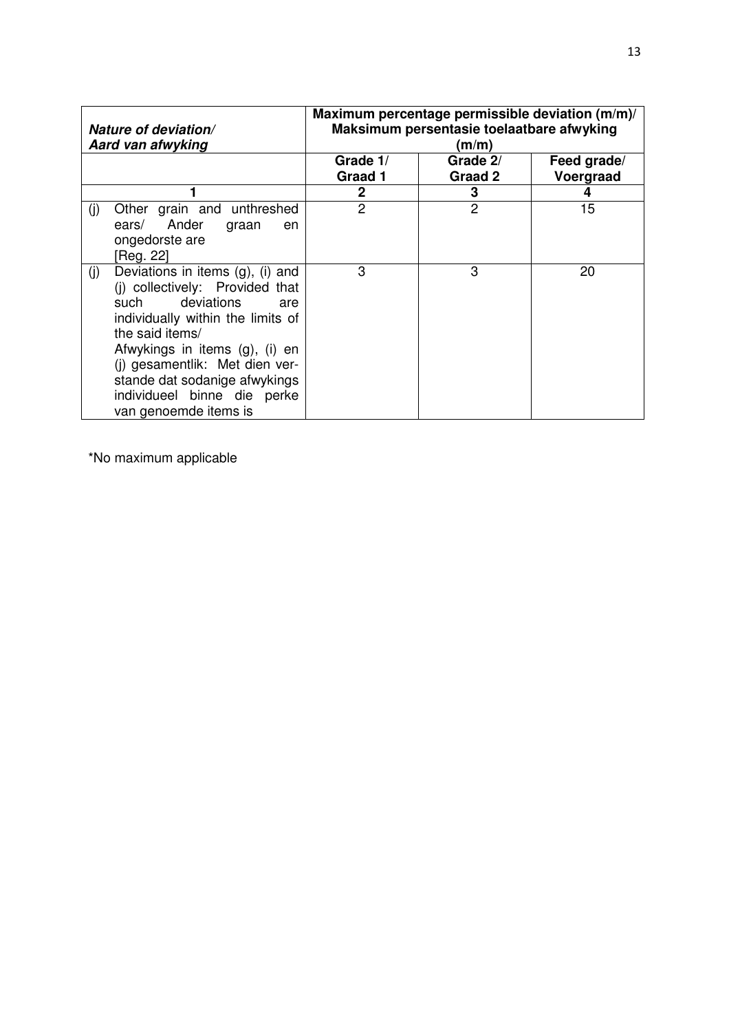| *Nature of deviation/ Aard van afwyking* | Maximum percentage permissible deviation (m/m)/ Maksimum persentasie toelaatbare afwyking (m/m) | | |
|---|---|---|---|
| | **Grade 1/ Graad 1** | **Grade 2/ Graad 2** | **Feed grade/ Voergraad** |
| **1** | **2** | **3** | **4** |
| (j) Other grain and unthreshed ears/ Ander graan en ongedorste are [Reg. 22] | 2 | 2 | 15 |
| (j) Deviations in items (g), (i) and (j) collectively: Provided that such deviations are individually within the limits of the said items/ Afwykings in items (g), (i) en (j) gesamentlik: Met dien verstande dat sodanige afwykings individueel binne die perke van genoemde items is | 3 | 3 | 20 |

*No maximum applicable